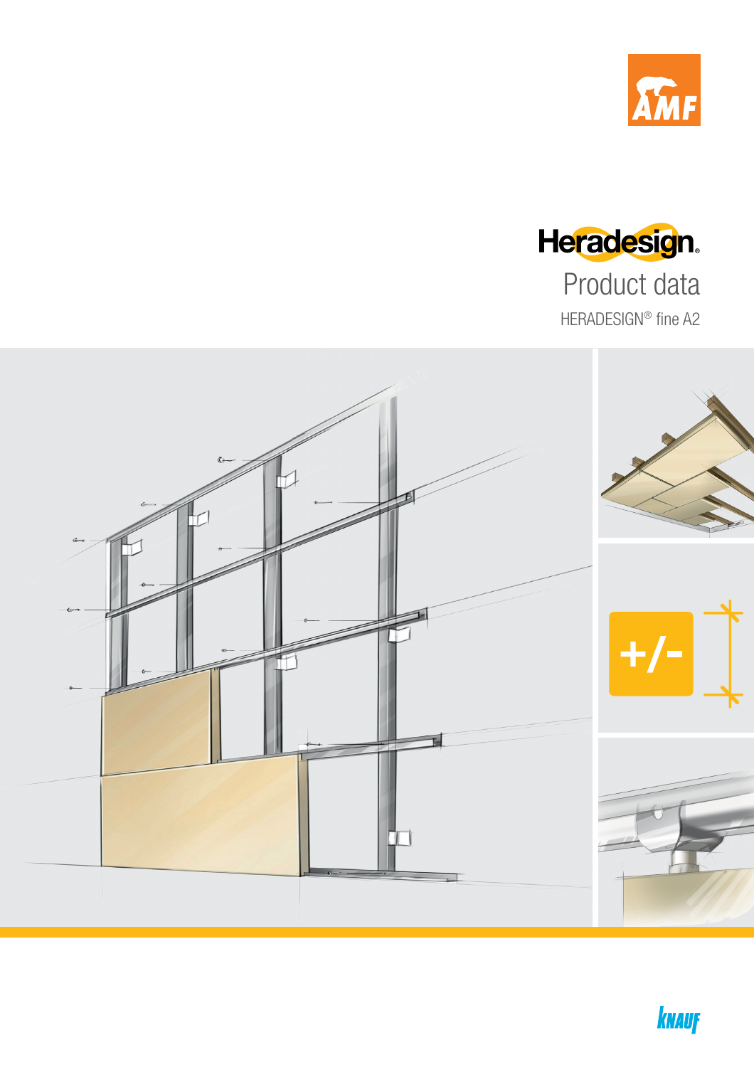# Heradesign®

## Product data

HERADESIGN® fine A2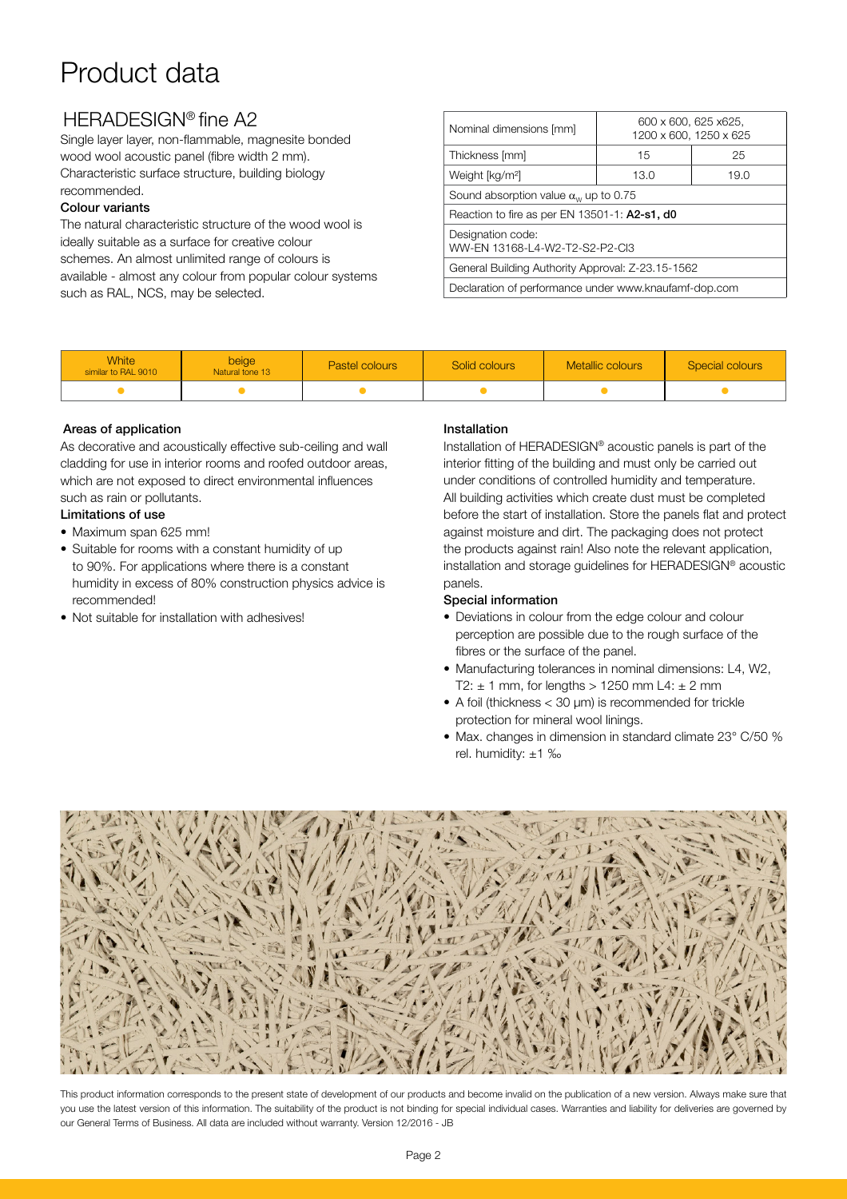# Product data

## HERADESIGN® fine A2

Single layer layer, non-flammable, magnesite bonded wood wool acoustic panel (fibre width 2 mm). Characteristic surface structure, building biology recommended.

**Colour variants**

The natural characteristic structure of the wood wool is ideally suitable as a surface for creative colour schemes. An almost unlimited range of colours is available - almost any colour from popular colour systems such as RAL, NCS, may be selected.

| Nominal dimensions [mm] | 600 x 600, 625 x625, 1200 x 600, 1250 x 625 | |
|---|---|---|
| Thickness [mm] | 15 | 25 |
| Weight [kg/m²] | 13.0 | 19.0 |
| Sound absorption value $\alpha_w$ up to 0.75 | | |
| Reaction to fire as per EN 13501-1: **A2-s1, d0** | | |
| Designation code: WW-EN 13168-L4-W2-T2-S2-P2-Cl3 | | |
| General Building Authority Approval: Z-23.15-1562 | | |
| Declaration of performance under www.knaufamf-dop.com | | |

| White similar to RAL 9010 | beige Natural tone 13 | Pastel colours | Solid colours | Metallic colours | Special colours |
|---|---|---|---|---|---|
| ● | ● | ● | ● | ● | ● |

**Areas of application**

As decorative and acoustically effective sub-ceiling and wall cladding for use in interior rooms and roofed outdoor areas, which are not exposed to direct environmental influences such as rain or pollutants.

**Limitations of use**

- Maximum span 625 mm!
- Suitable for rooms with a constant humidity of up to 90%. For applications where there is a constant humidity in excess of 80% construction physics advice is recommended!
- Not suitable for installation with adhesives!

**Installation**

Installation of HERADESIGN® acoustic panels is part of the interior fitting of the building and must only be carried out under conditions of controlled humidity and temperature. All building activities which create dust must be completed before the start of installation. Store the panels flat and protect against moisture and dirt. The packaging does not protect the products against rain! Also note the relevant application, installation and storage guidelines for HERADESIGN® acoustic panels.

**Special information**

- Deviations in colour from the edge colour and colour perception are possible due to the rough surface of the fibres or the surface of the panel.
- Manufacturing tolerances in nominal dimensions: L4, W2, T2: ± 1 mm, for lengths > 1250 mm L4: ± 2 mm
- A foil (thickness < 30 µm) is recommended for trickle protection for mineral wool linings.
- Max. changes in dimension in standard climate 23° C/50 % rel. humidity: ±1 ‰

This product information corresponds to the present state of development of our products and become invalid on the publication of a new version. Always make sure that you use the latest version of this information. The suitability of the product is not binding for special individual cases. Warranties and liability for deliveries are governed by our General Terms of Business. All data are included without warranty. Version 12/2016 - JB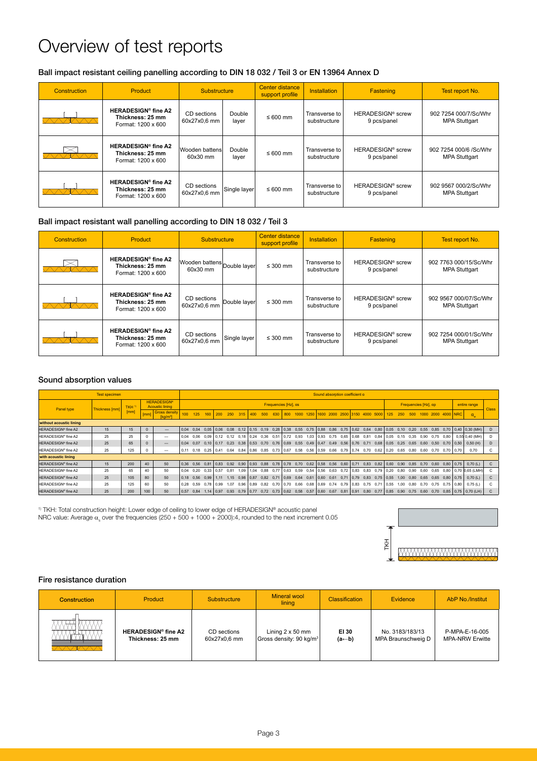# Overview of test reports

## Ball impact resistant ceiling panelling according to DIN 18 032 / Teil 3 or EN 13964 Annex D

| Construction | Product | Substructure | | Center distance support profile | Installation | Fastening | Test report No. |
|---|---|---|---|---|---|---|---|
| | **HERADESIGN® fine A2 Thickness: 25 mm** Format: 1200 x 600 | CD sections 60x27x0,6 mm | Double layer | ≤ 600 mm | Transverse to substructure | HERADESIGN® screw 9 pcs/panel | 902 7254 000/7/Sc/Whr MPA Stuttgart |
| | **HERADESIGN® fine A2 Thickness: 25 mm** Format: 1200 x 600 | Wooden battens 60x30 mm | Double layer | ≤ 600 mm | Transverse to substructure | HERADESIGN® screw 9 pcs/panel | 902 7254 000/6 /Sc/Whr MPA Stuttgart |
| | **HERADESIGN® fine A2 Thickness: 25 mm** Format: 1200 x 600 | CD sections 60x27x0,6 mm | Single layer | ≤ 600 mm | Transverse to substructure | HERADESIGN® screw 9 pcs/panel | 902 9567 000/2/Sc/Whr MPA Stuttgart |

## Ball impact resistant wall panelling according to DIN 18 032 / Teil 3

| Construction | Product | Substructure | | Center distance support profile | Installation | Fastening | Test report No. |
|---|---|---|---|---|---|---|---|
| | **HERADESIGN® fine A2 Thickness: 25 mm** Format: 1200 x 600 | Wooden battens 60x30 mm | Double layer | ≤ 300 mm | Transverse to substructure | HERADESIGN® screw 9 pcs/panel | 902 7763 000/15/Sc/Whr MPA Stuttgart |
| | **HERADESIGN® fine A2 Thickness: 25 mm** Format: 1200 x 600 | CD sections 60x27x0,6 mm | Double layer | ≤ 300 mm | Transverse to substructure | HERADESIGN® screw 9 pcs/panel | 902 9567 000/07/Sc/Whr MPA Stuttgart |
| | **HERADESIGN® fine A2 Thickness: 25 mm** Format: 1200 x 600 | CD sections 60x27x0,6 mm | Single layer | ≤ 300 mm | Transverse to substructure | HERADESIGN® screw 9 pcs/panel | 902 7254 000/01/Sc/Whr MPA Stuttgart |

## Sound absorption values

| Test specimen | | | | | Sound absorption coefficient α | | | | | | | | | | | | | | | | | | | | | | | | | | | |
|---|---|---|---|---|---|---|---|---|---|---|---|---|---|---|---|---|---|---|---|---|---|---|---|---|---|---|---|---|---|---|---|---|
| Panel type | Thickness [mm] | TKH [1) [mm] | HERADESIGN® Acoustic lining | | Frequencies [Hz], αs | | | | | | | | | | | | | | | | | | Frequencies [Hz], αp | | | | | | entire range | | | Class |
| | | | [mm] | Gross density [kg/m³] | 100 | 125 | 160 | 200 | 250 | 315 | 400 | 500 | 630 | 800 | 1000 | 1250 | 1600 | 2000 | 2500 | 3150 | 4000 | 5000 | 125 | 250 | 500 | 1000 | 2000 | 4000 | NRC | $\alpha_w$ | | |
| **without acoustic lining** | | | | | | | | | | | | | | | | | | | | | | | | | | | | | | | | |
| HERADESIGN® fine A2 | 15 | 15 | 0 | --- | 0,04 | 0,04 | 0,05 | 0,06 | 0,08 | 0,12 | 0,15 | 0,19 | 0,28 | 0,38 | 0,55 | 0,75 | 0,88 | 0,86 | 0,75 | 0,62 | 0,64 | 0,80 | 0,05 | 0,10 | 0,20 | 0,55 | 0,85 | 0,70 | 0,40 | 0,30 (MH) | | D |
| HERADESIGN® fine A2 | 25 | 25 | 0 | --- | 0,04 | 0,06 | 0,09 | 0,12 | 0,12 | 0,18 | 0,24 | 0,36 | 0,51 | 0,72 | 0,93 | 1,03 | 0,93 | 0,75 | 0,65 | 0,68 | 0,81 | 0,84 | 0,05 | 0,15 | 0,35 | 0,90 | 0,75 | 0,80 | 0,55 | 0,40 (MH) | | D |
| HERADESIGN® fine A2 | 25 | 65 | 0 | --- | 0,04 | 0,07 | 0,10 | 0,17 | 0,23 | 0,38 | 0,53 | 0,70 | 0,76 | 0,69 | 0,55 | 0,49 | 0,47 | 0,49 | 0,56 | 0,76 | 0,71 | 0,68 | 0,05 | 0,25 | 0,65 | 0,60 | 0,50 | 0,70 | 0,50 | 0,50 (H) | | D |
| HERADESIGN® fine A2 | 25 | 125 | 0 | --- | 0,11 | 0,18 | 0,25 | 0,41 | 0,64 | 0,84 | 0,86 | 0,85 | 0,73 | 0,67 | 0,58 | 0,56 | 0,59 | 0,66 | 0,79 | 0,74 | 0,70 | 0,62 | 0,20 | 0,65 | 0,80 | 0,60 | 0,70 | 0,70 | 0,70 | 0,70 | | C |
| **with acoustic lining** | | | | | | | | | | | | | | | | | | | | | | | | | | | | | | | | |
| HERADESIGN® fine A2 | 15 | 200 | 40 | 50 | 0,36 | 0,56 | 0,81 | 0,83 | 0,92 | 0,90 | 0,93 | 0,88 | 0,78 | 0,78 | 0,70 | 0,62 | 0,58 | 0,56 | 0,60 | 0,71 | 0,83 | 0,82 | 0,60 | 0,90 | 0,85 | 0,70 | 0,60 | 0,80 | 0,75 | 0,70 (L) | | C |
| HERADESIGN® fine A2 | 25 | 65 | 40 | 50 | 0,04 | 0,20 | 0,33 | 0,57 | 0,81 | 1,09 | 1,04 | 0,88 | 0,77 | 0,63 | 0,59 | 0,54 | 0,56 | 0,63 | 0,72 | 0,83 | 0,83 | 0,79 | 0,20 | 0,80 | 0,90 | 0,60 | 0,65 | 0,80 | 0,70 | 0,65 (LMH) | | C |
| HERADESIGN® fine A2 | 25 | 105 | 80 | 50 | 0,18 | 0,56 | 0,99 | 1,11 | 1,15 | 0,98 | 0,87 | 0,82 | 0,71 | 0,69 | 0,64 | 0,61 | 0,60 | 0,61 | 0,71 | 0,79 | 0,83 | 0,75 | 0,55 | 1,00 | 0,80 | 0,65 | 0,65 | 0,80 | 0,75 | 0,70 (L) | | C |
| HERADESIGN® fine A2 | 25 | 125 | 60 | 50 | 0,28 | 0,59 | 0,78 | 0,99 | 1,07 | 0,96 | 0,89 | 0,82 | 0,70 | 0,70 | 0,66 | 0,68 | 0,69 | 0,74 | 0,79 | 0,83 | 0,75 | 0,71 | 0,55 | 1,00 | 0,80 | 0,70 | 0,75 | 0,75 | 0,80 | 0,75 (L) | | C |
| HERADESIGN® fine A2 | 25 | 200 | 100 | 50 | 0,57 | 0,84 | 1,14 | 0,97 | 0,93 | 0,79 | 0,77 | 0,72 | 0,73 | 0,62 | 0,58 | 0,57 | 0,60 | 0,67 | 0,81 | 0,91 | 0,80 | 0,77 | 0,85 | 0,90 | 0,75 | 0,60 | 0,70 | 0,85 | 0,75 | 0,70 (LH) | | C |

[1) TKH: Total construction height: Lower edge of ceiling to lower edge of HERADESIGN® acoustic panel
NRC value: Average $\alpha_s$ over the frequencies (250 + 500 + 1000 + 2000):4, rounded to the next increment 0.05

TKH

## Fire resistance duration

| Construction | Product | Substructure | Mineral wool lining | Classification | Evidence | AbP No./Institut |
|---|---|---|---|---|---|---|
| | **HERADESIGN® fine A2 Thickness: 25 mm** | CD sections 60x27x0,6 mm | Lining 2 x 50 mm Gross density: 90 kg/m³ | **EI 30 (a←b)** | No. 3183/183/13 MPA Braunschweig D | P-MPA-E-16-005 MPA-NRW Erwitte |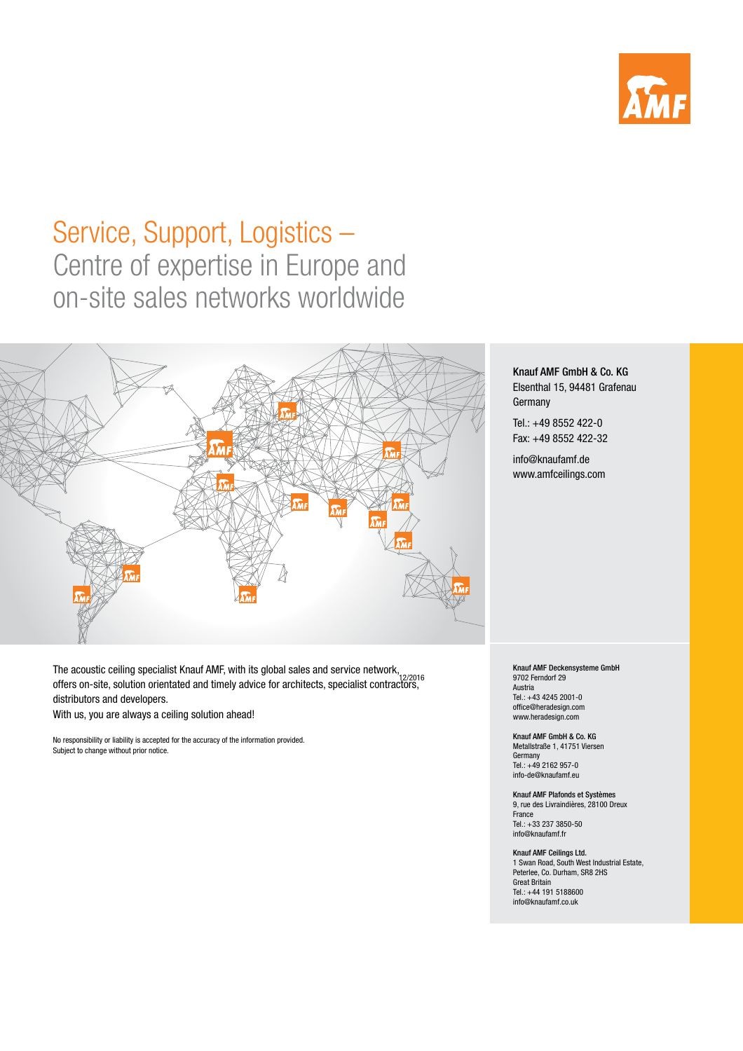# Service, Support, Logistics – Centre of expertise in Europe and on-site sales networks worldwide

**Knauf AMF GmbH & Co. KG**
Elsenthal 15, 94481 Grafenau
Germany

Tel.: +49 8552 422-0
Fax: +49 8552 422-32

info@knaufamf.de
www.amfceilings.com

The acoustic ceiling specialist Knauf AMF, with its global sales and service network, offers on-site, solution orientated and timely advice for architects, specialist contractors, distributors and developers.
With us, you are always a ceiling solution ahead!

12/2016

No responsibility or liability is accepted for the accuracy of the information provided.
Subject to change without prior notice.

**Knauf AMF Deckensysteme GmbH**
9702 Ferndorf 29
Austria
Tel.: +43 4245 2001-0
office@heradesign.com
www.heradesign.com

**Knauf AMF GmbH & Co. KG**
Metallstraße 1, 41751 Viersen
Germany
Tel.: +49 2162 957-0
info-de@knaufamf.eu

**Knauf AMF Plafonds et Systèmes**
9, rue des Livraindières, 28100 Dreux
France
Tel.: +33 237 3850-50
info@knaufamf.fr

**Knauf AMF Ceilings Ltd.**
1 Swan Road, South West Industrial Estate,
Peterlee, Co. Durham, SR8 2HS
Great Britain
Tel.: +44 191 5188600
info@knaufamf.co.uk